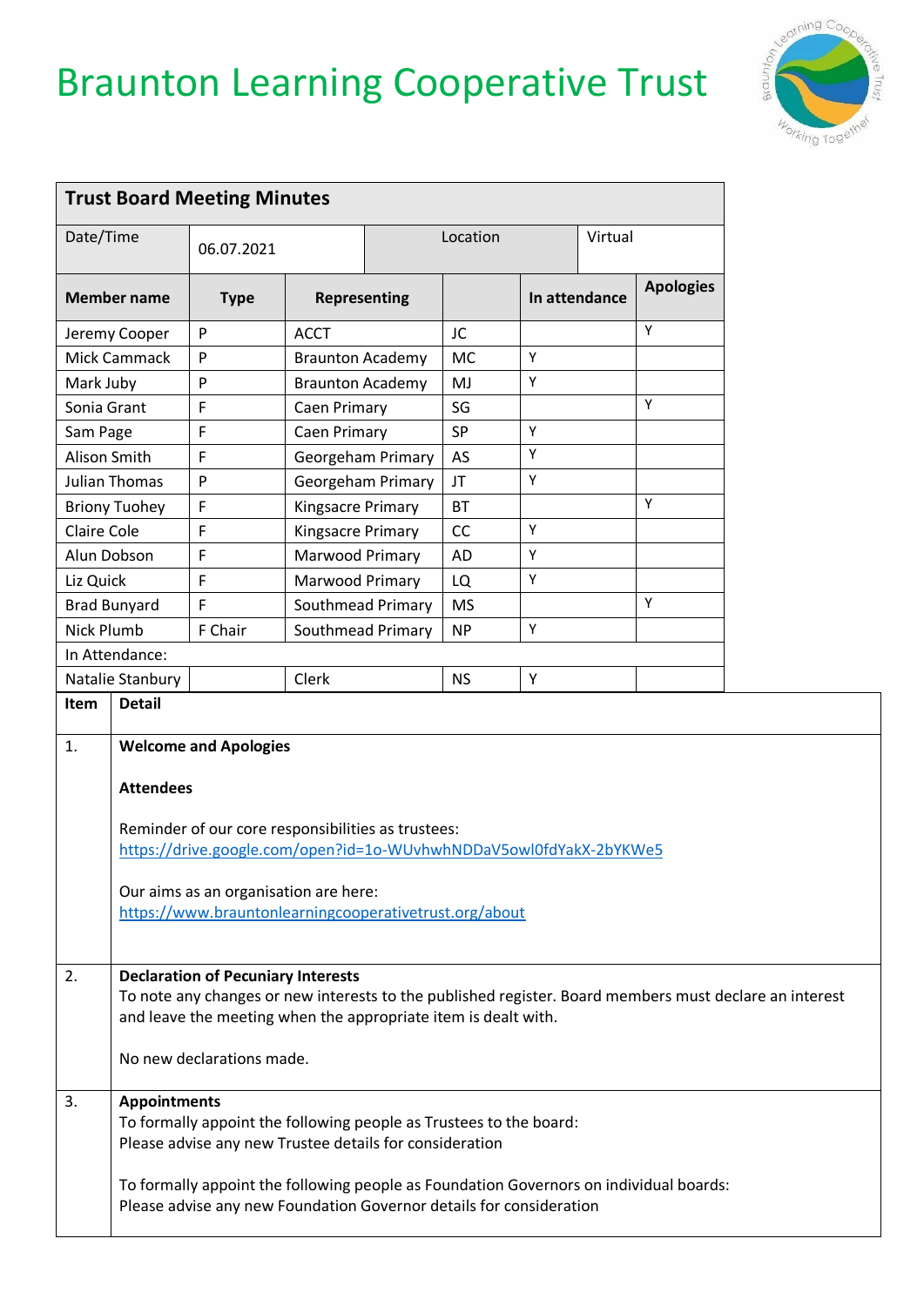# Braunton Learning Cooperative Trust

| **Trust Board Meeting Minutes** | | | | | |
|---|---|---|---|---|---|
| Date/Time | 06.07.2021 | Location | | Virtual | |
| **Member name** | **Type** | **Representing** | | **In attendance** | **Apologies** |
| Jeremy Cooper | P | ACCT | JC | | Y |
| Mick Cammack | P | Braunton Academy | MC | Y | |
| Mark Juby | P | Braunton Academy | MJ | Y | |
| Sonia Grant | F | Caen Primary | SG | | Y |
| Sam Page | F | Caen Primary | SP | Y | |
| Alison Smith | F | Georgeham Primary | AS | Y | |
| Julian Thomas | P | Georgeham Primary | JT | Y | |
| Briony Tuohey | F | Kingsacre Primary | BT | | Y |
| Claire Cole | F | Kingsacre Primary | CC | Y | |
| Alun Dobson | F | Marwood Primary | AD | Y | |
| Liz Quick | F | Marwood Primary | LQ | Y | |
| Brad Bunyard | F | Southmead Primary | MS | | Y |
| Nick Plumb | F Chair | Southmead Primary | NP | Y | |
| In Attendance: | | | | | |
| Natalie Stanbury | | Clerk | NS | Y | |

| **Item** | **Detail** |
|---|---|
| 1. | **Welcome and Apologies**<br><br>**Attendees**<br><br>Reminder of our core responsibilities as trustees:<br>https://drive.google.com/open?id=1o-WUvhwhNDDaV5owl0fdYakX-2bYKWe5<br><br>Our aims as an organisation are here:<br>https://www.brauntonlearningcooperativetrust.org/about |
| 2. | **Declaration of Pecuniary Interests**<br>To note any changes or new interests to the published register. Board members must declare an interest and leave the meeting when the appropriate item is dealt with.<br><br>No new declarations made. |
| 3. | **Appointments**<br>To formally appoint the following people as Trustees to the board:<br>Please advise any new Trustee details for consideration<br><br>To formally appoint the following people as Foundation Governors on individual boards:<br>Please advise any new Foundation Governor details for consideration |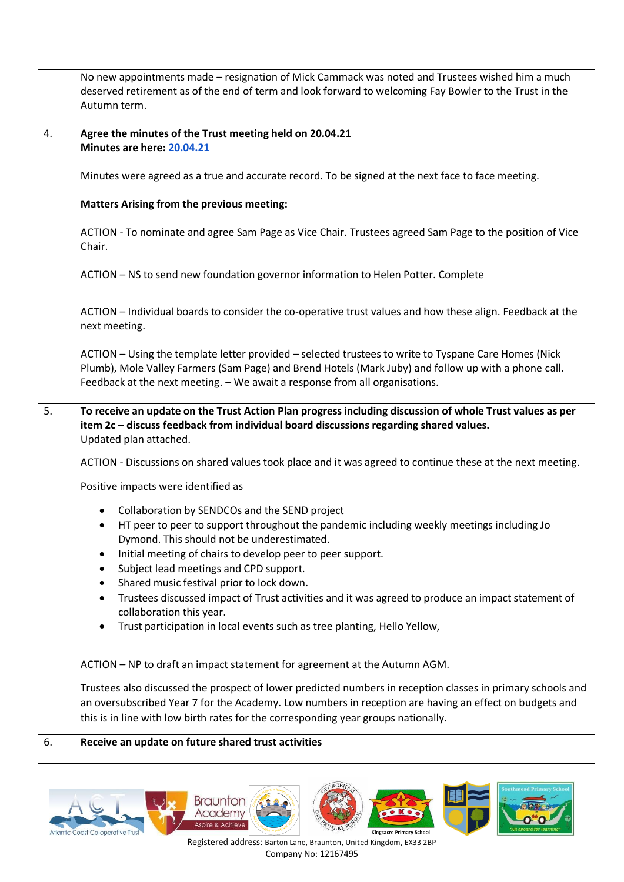| | |
|---|---|
| | No new appointments made – resignation of Mick Cammack was noted and Trustees wished him a much deserved retirement as of the end of term and look forward to welcoming Fay Bowler to the Trust in the Autumn term. |
| 4. | **Agree the minutes of the Trust meeting held on 20.04.21**<br>**Minutes are here: 20.04.21**<br><br>Minutes were agreed as a true and accurate record. To be signed at the next face to face meeting.<br><br>**Matters Arising from the previous meeting:**<br><br>ACTION - To nominate and agree Sam Page as Vice Chair. Trustees agreed Sam Page to the position of Vice Chair.<br><br>ACTION – NS to send new foundation governor information to Helen Potter. Complete<br><br>ACTION – Individual boards to consider the co-operative trust values and how these align. Feedback at the next meeting.<br><br>ACTION – Using the template letter provided – selected trustees to write to Tyspane Care Homes (Nick Plumb), Mole Valley Farmers (Sam Page) and Brend Hotels (Mark Juby) and follow up with a phone call. Feedback at the next meeting. – We await a response from all organisations. |
| 5. | **To receive an update on the Trust Action Plan progress including discussion of whole Trust values as per item 2c – discuss feedback from individual board discussions regarding shared values.**<br>Updated plan attached.<br><br>ACTION - Discussions on shared values took place and it was agreed to continue these at the next meeting.<br><br>Positive impacts were identified as<br><br>• Collaboration by SENDCOs and the SEND project<br>• HT peer to peer to support throughout the pandemic including weekly meetings including Jo Dymond. This should not be underestimated.<br>• Initial meeting of chairs to develop peer to peer support.<br>• Subject lead meetings and CPD support.<br>• Shared music festival prior to lock down.<br>• Trustees discussed impact of Trust activities and it was agreed to produce an impact statement of collaboration this year.<br>• Trust participation in local events such as tree planting, Hello Yellow,<br><br>ACTION – NP to draft an impact statement for agreement at the Autumn AGM.<br><br>Trustees also discussed the prospect of lower predicted numbers in reception classes in primary schools and an oversubscribed Year 7 for the Academy. Low numbers in reception are having an effect on budgets and this is in line with low birth rates for the corresponding year groups nationally. |
| 6. | **Receive an update on future shared trust activities** |

Registered address: Barton Lane, Braunton, United Kingdom, EX33 2BP
Company No: 12167495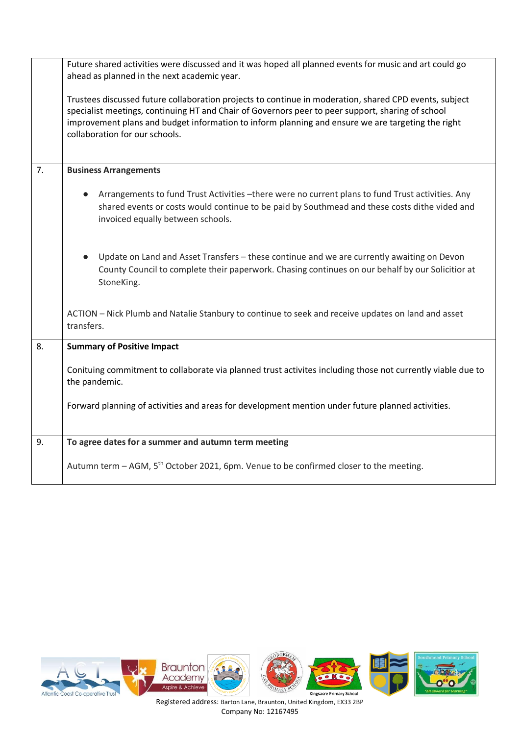| | |
|---|---|
| | Future shared activities were discussed and it was hoped all planned events for music and art could go ahead as planned in the next academic year.<br><br>Trustees discussed future collaboration projects to continue in moderation, shared CPD events, subject specialist meetings, continuing HT and Chair of Governors peer to peer support, sharing of school improvement plans and budget information to inform planning and ensure we are targeting the right collaboration for our schools. |
| 7. | **Business Arrangements**<br><br>● Arrangements to fund Trust Activities –there were no current plans to fund Trust activities. Any shared events or costs would continue to be paid by Southmead and these costs dithe vided and invoiced equally between schools.<br><br>● Update on Land and Asset Transfers – these continue and we are currently awaiting on Devon County Council to complete their paperwork. Chasing continues on our behalf by our Solicitior at StoneKing.<br><br>ACTION – Nick Plumb and Natalie Stanbury to continue to seek and receive updates on land and asset transfers. |
| 8. | **Summary of Positive Impact**<br><br>Conituing commitment to collaborate via planned trust activites including those not currently viable due to the pandemic.<br><br>Forward planning of activities and areas for development mention under future planned activities. |
| 9. | **To agree dates for a summer and autumn term meeting**<br><br>Autumn term – AGM, 5th October 2021, 6pm. Venue to be confirmed closer to the meeting. |

Registered address: Barton Lane, Braunton, United Kingdom, EX33 2BP
Company No: 12167495